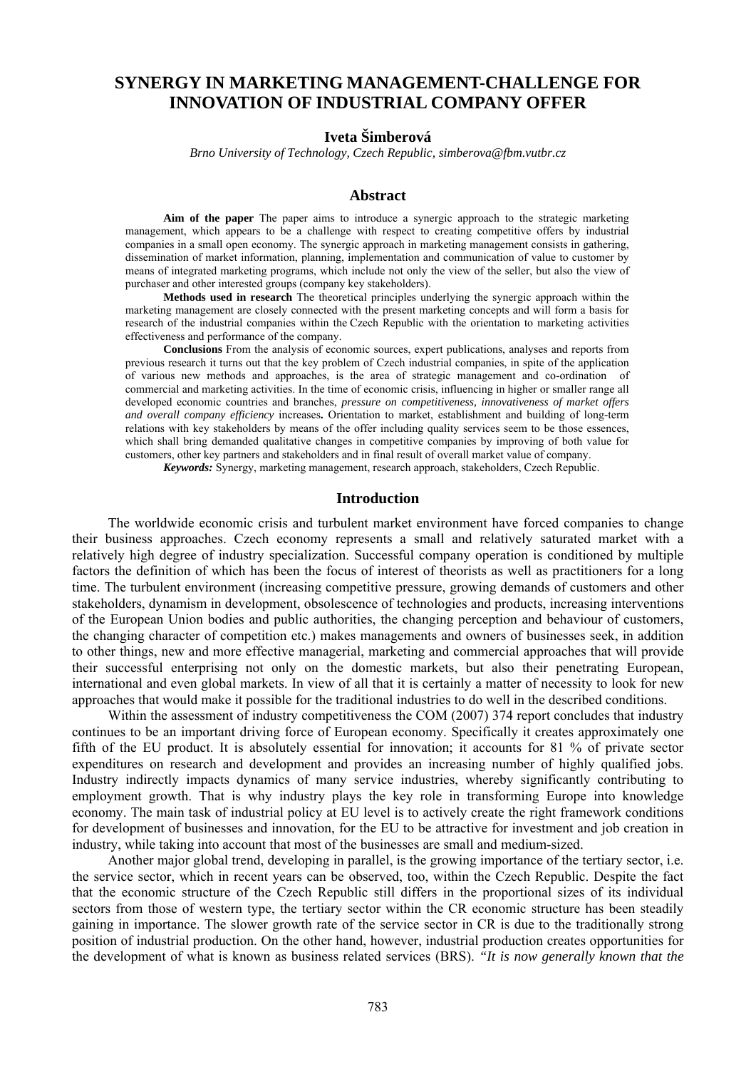# SYNERGY IN MARKETING MANAGEMENT-CHALLENGE FOR INNOVATION OF INDUSTRIAL COMPANY OFFER

**Iveta Šimberová**

*Brno University of Technology, Czech Republic, simberova@fbm.vutbr.cz*

## Abstract

**Aim of the paper** The paper aims to introduce a synergic approach to the strategic marketing management, which appears to be a challenge with respect to creating competitive offers by industrial companies in a small open economy. The synergic approach in marketing management consists in gathering, dissemination of market information, planning, implementation and communication of value to customer by means of integrated marketing programs, which include not only the view of the seller, but also the view of purchaser and other interested groups (company key stakeholders).

**Methods used in research** The theoretical principles underlying the synergic approach within the marketing management are closely connected with the present marketing concepts and will form a basis for research of the industrial companies within the Czech Republic with the orientation to marketing activities effectiveness and performance of the company.

**Conclusions** From the analysis of economic sources, expert publications, analyses and reports from previous research it turns out that the key problem of Czech industrial companies, in spite of the application of various new methods and approaches, is the area of strategic management and co-ordination of commercial and marketing activities. In the time of economic crisis, influencing in higher or smaller range all developed economic countries and branches, *pressure on competitiveness, innovativeness of market offers and overall company efficiency* increases**.** Orientation to market, establishment and building of long-term relations with key stakeholders by means of the offer including quality services seem to be those essences, which shall bring demanded qualitative changes in competitive companies by improving of both value for customers, other key partners and stakeholders and in final result of overall market value of company.

***Keywords:*** Synergy, marketing management, research approach, stakeholders, Czech Republic.

## Introduction

The worldwide economic crisis and turbulent market environment have forced companies to change their business approaches. Czech economy represents a small and relatively saturated market with a relatively high degree of industry specialization. Successful company operation is conditioned by multiple factors the definition of which has been the focus of interest of theorists as well as practitioners for a long time. The turbulent environment (increasing competitive pressure, growing demands of customers and other stakeholders, dynamism in development, obsolescence of technologies and products, increasing interventions of the European Union bodies and public authorities, the changing perception and behaviour of customers, the changing character of competition etc.) makes managements and owners of businesses seek, in addition to other things, new and more effective managerial, marketing and commercial approaches that will provide their successful enterprising not only on the domestic markets, but also their penetrating European, international and even global markets. In view of all that it is certainly a matter of necessity to look for new approaches that would make it possible for the traditional industries to do well in the described conditions.

Within the assessment of industry competitiveness the COM (2007) 374 report concludes that industry continues to be an important driving force of European economy. Specifically it creates approximately one fifth of the EU product. It is absolutely essential for innovation; it accounts for 81 % of private sector expenditures on research and development and provides an increasing number of highly qualified jobs. Industry indirectly impacts dynamics of many service industries, whereby significantly contributing to employment growth. That is why industry plays the key role in transforming Europe into knowledge economy. The main task of industrial policy at EU level is to actively create the right framework conditions for development of businesses and innovation, for the EU to be attractive for investment and job creation in industry, while taking into account that most of the businesses are small and medium-sized.

Another major global trend, developing in parallel, is the growing importance of the tertiary sector, i.e. the service sector, which in recent years can be observed, too, within the Czech Republic. Despite the fact that the economic structure of the Czech Republic still differs in the proportional sizes of its individual sectors from those of western type, the tertiary sector within the CR economic structure has been steadily gaining in importance. The slower growth rate of the service sector in CR is due to the traditionally strong position of industrial production. On the other hand, however, industrial production creates opportunities for the development of what is known as business related services (BRS). *"It is now generally known that the*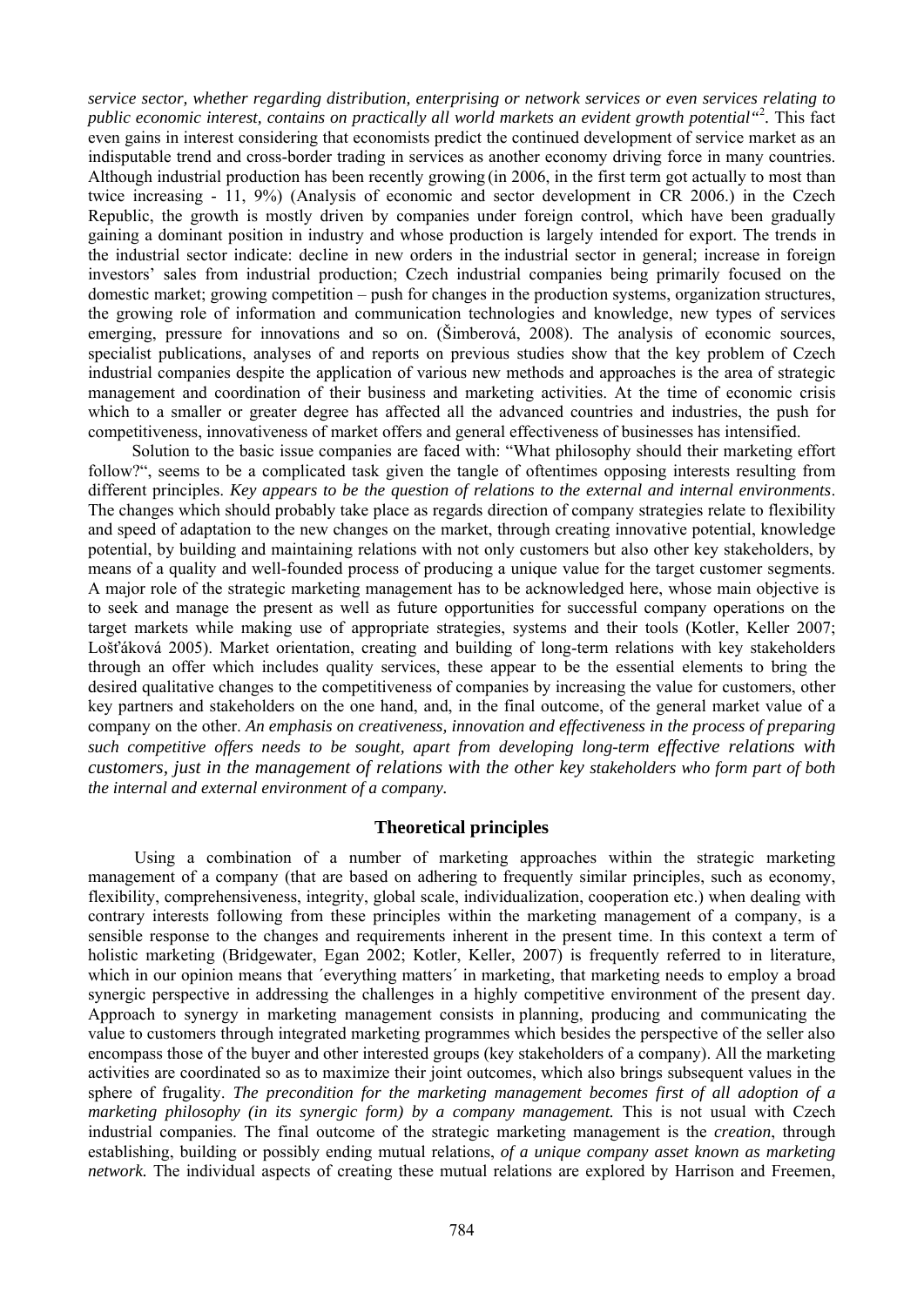*service sector, whether regarding distribution, enterprising or network services or even services relating to public economic interest, contains on practically all world markets an evident growth potential"*[2]. This fact even gains in interest considering that economists predict the continued development of service market as an indisputable trend and cross-border trading in services as another economy driving force in many countries. Although industrial production has been recently growing (in 2006, in the first term got actually to most than twice increasing - 11, 9%) (Analysis of economic and sector development in CR 2006.) in the Czech Republic, the growth is mostly driven by companies under foreign control, which have been gradually gaining a dominant position in industry and whose production is largely intended for export. The trends in the industrial sector indicate: decline in new orders in the industrial sector in general; increase in foreign investors' sales from industrial production; Czech industrial companies being primarily focused on the domestic market; growing competition – push for changes in the production systems, organization structures, the growing role of information and communication technologies and knowledge, new types of services emerging, pressure for innovations and so on. (Šimberová, 2008). The analysis of economic sources, specialist publications, analyses of and reports on previous studies show that the key problem of Czech industrial companies despite the application of various new methods and approaches is the area of strategic management and coordination of their business and marketing activities. At the time of economic crisis which to a smaller or greater degree has affected all the advanced countries and industries, the push for competitiveness, innovativeness of market offers and general effectiveness of businesses has intensified.

Solution to the basic issue companies are faced with: "What philosophy should their marketing effort follow?", seems to be a complicated task given the tangle of oftentimes opposing interests resulting from different principles. *Key appears to be the question of relations to the external and internal environments*. The changes which should probably take place as regards direction of company strategies relate to flexibility and speed of adaptation to the new changes on the market, through creating innovative potential, knowledge potential, by building and maintaining relations with not only customers but also other key stakeholders, by means of a quality and well-founded process of producing a unique value for the target customer segments. A major role of the strategic marketing management has to be acknowledged here, whose main objective is to seek and manage the present as well as future opportunities for successful company operations on the target markets while making use of appropriate strategies, systems and their tools (Kotler, Keller 2007; Lošťáková 2005). Market orientation, creating and building of long-term relations with key stakeholders through an offer which includes quality services, these appear to be the essential elements to bring the desired qualitative changes to the competitiveness of companies by increasing the value for customers, other key partners and stakeholders on the one hand, and, in the final outcome, of the general market value of a company on the other. *An emphasis on creativeness, innovation and effectiveness in the process of preparing such competitive offers needs to be sought, apart from developing long-term effective relations with customers, just in the management of relations with the other key stakeholders who form part of both the internal and external environment of a company.*

## Theoretical principles

Using a combination of a number of marketing approaches within the strategic marketing management of a company (that are based on adhering to frequently similar principles, such as economy, flexibility, comprehensiveness, integrity, global scale, individualization, cooperation etc.) when dealing with contrary interests following from these principles within the marketing management of a company, is a sensible response to the changes and requirements inherent in the present time. In this context a term of holistic marketing (Bridgewater, Egan 2002; Kotler, Keller, 2007) is frequently referred to in literature, which in our opinion means that ´everything matters´ in marketing, that marketing needs to employ a broad synergic perspective in addressing the challenges in a highly competitive environment of the present day. Approach to synergy in marketing management consists in planning, producing and communicating the value to customers through integrated marketing programmes which besides the perspective of the seller also encompass those of the buyer and other interested groups (key stakeholders of a company). All the marketing activities are coordinated so as to maximize their joint outcomes, which also brings subsequent values in the sphere of frugality. *The precondition for the marketing management becomes first of all adoption of a marketing philosophy (in its synergic form) by a company management.* This is not usual with Czech industrial companies. The final outcome of the strategic marketing management is the *creation*, through establishing, building or possibly ending mutual relations, *of a unique company asset known as marketing network.* The individual aspects of creating these mutual relations are explored by Harrison and Freemen,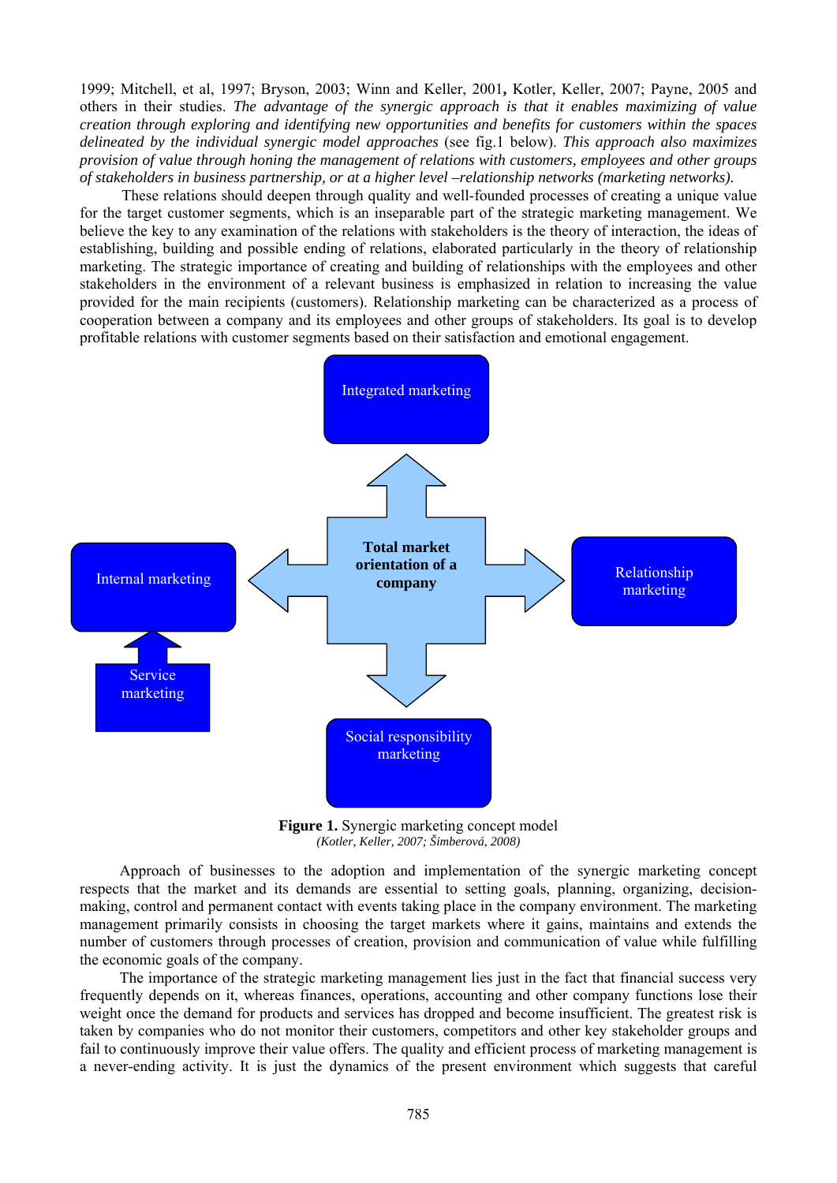1999; Mitchell, et al, 1997; Bryson, 2003; Winn and Keller, 2001**,** Kotler, Keller, 2007; Payne, 2005 and others in their studies. *The advantage of the synergic approach is that it enables maximizing of value creation through exploring and identifying new opportunities and benefits for customers within the spaces delineated by the individual synergic model approaches* (see fig.1 below). *This approach also maximizes provision of value through honing the management of relations with customers, employees and other groups of stakeholders in business partnership, or at a higher level –relationship networks (marketing networks).*

These relations should deepen through quality and well-founded processes of creating a unique value for the target customer segments, which is an inseparable part of the strategic marketing management. We believe the key to any examination of the relations with stakeholders is the theory of interaction, the ideas of establishing, building and possible ending of relations, elaborated particularly in the theory of relationship marketing. The strategic importance of creating and building of relationships with the employees and other stakeholders in the environment of a relevant business is emphasized in relation to increasing the value provided for the main recipients (customers). Relationship marketing can be characterized as a process of cooperation between a company and its employees and other groups of stakeholders. Its goal is to develop profitable relations with customer segments based on their satisfaction and emotional engagement.

Integrated marketing

Internal marketing

**Total market orientation of a company**

Relationship marketing

Service marketing

Social responsibility marketing

**Figure 1.** Synergic marketing concept model
*(Kotler, Keller, 2007; Šimberová, 2008)*

Approach of businesses to the adoption and implementation of the synergic marketing concept respects that the market and its demands are essential to setting goals, planning, organizing, decision-making, control and permanent contact with events taking place in the company environment. The marketing management primarily consists in choosing the target markets where it gains, maintains and extends the number of customers through processes of creation, provision and communication of value while fulfilling the economic goals of the company.

The importance of the strategic marketing management lies just in the fact that financial success very frequently depends on it, whereas finances, operations, accounting and other company functions lose their weight once the demand for products and services has dropped and become insufficient. The greatest risk is taken by companies who do not monitor their customers, competitors and other key stakeholder groups and fail to continuously improve their value offers. The quality and efficient process of marketing management is a never-ending activity. It is just the dynamics of the present environment which suggests that careful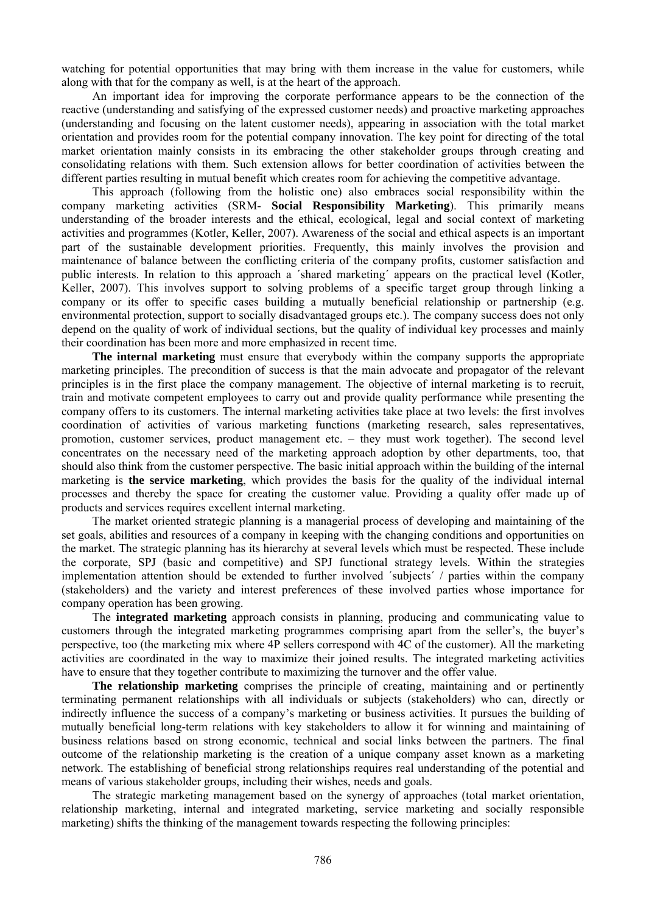watching for potential opportunities that may bring with them increase in the value for customers, while along with that for the company as well, is at the heart of the approach.

An important idea for improving the corporate performance appears to be the connection of the reactive (understanding and satisfying of the expressed customer needs) and proactive marketing approaches (understanding and focusing on the latent customer needs), appearing in association with the total market orientation and provides room for the potential company innovation. The key point for directing of the total market orientation mainly consists in its embracing the other stakeholder groups through creating and consolidating relations with them. Such extension allows for better coordination of activities between the different parties resulting in mutual benefit which creates room for achieving the competitive advantage.

This approach (following from the holistic one) also embraces social responsibility within the company marketing activities (SRM- **Social Responsibility Marketing**). This primarily means understanding of the broader interests and the ethical, ecological, legal and social context of marketing activities and programmes (Kotler, Keller, 2007). Awareness of the social and ethical aspects is an important part of the sustainable development priorities. Frequently, this mainly involves the provision and maintenance of balance between the conflicting criteria of the company profits, customer satisfaction and public interests. In relation to this approach a ´shared marketing´ appears on the practical level (Kotler, Keller, 2007). This involves support to solving problems of a specific target group through linking a company or its offer to specific cases building a mutually beneficial relationship or partnership (e.g. environmental protection, support to socially disadvantaged groups etc.). The company success does not only depend on the quality of work of individual sections, but the quality of individual key processes and mainly their coordination has been more and more emphasized in recent time.

**The internal marketing** must ensure that everybody within the company supports the appropriate marketing principles. The precondition of success is that the main advocate and propagator of the relevant principles is in the first place the company management. The objective of internal marketing is to recruit, train and motivate competent employees to carry out and provide quality performance while presenting the company offers to its customers. The internal marketing activities take place at two levels: the first involves coordination of activities of various marketing functions (marketing research, sales representatives, promotion, customer services, product management etc. – they must work together). The second level concentrates on the necessary need of the marketing approach adoption by other departments, too, that should also think from the customer perspective. The basic initial approach within the building of the internal marketing is **the service marketing**, which provides the basis for the quality of the individual internal processes and thereby the space for creating the customer value. Providing a quality offer made up of products and services requires excellent internal marketing.

The market oriented strategic planning is a managerial process of developing and maintaining of the set goals, abilities and resources of a company in keeping with the changing conditions and opportunities on the market. The strategic planning has its hierarchy at several levels which must be respected. These include the corporate, SPJ (basic and competitive) and SPJ functional strategy levels. Within the strategies implementation attention should be extended to further involved ´subjects´ / parties within the company (stakeholders) and the variety and interest preferences of these involved parties whose importance for company operation has been growing.

The **integrated marketing** approach consists in planning, producing and communicating value to customers through the integrated marketing programmes comprising apart from the seller's, the buyer's perspective, too (the marketing mix where 4P sellers correspond with 4C of the customer). All the marketing activities are coordinated in the way to maximize their joined results. The integrated marketing activities have to ensure that they together contribute to maximizing the turnover and the offer value.

**The relationship marketing** comprises the principle of creating, maintaining and or pertinently terminating permanent relationships with all individuals or subjects (stakeholders) who can, directly or indirectly influence the success of a company's marketing or business activities. It pursues the building of mutually beneficial long-term relations with key stakeholders to allow it for winning and maintaining of business relations based on strong economic, technical and social links between the partners. The final outcome of the relationship marketing is the creation of a unique company asset known as a marketing network. The establishing of beneficial strong relationships requires real understanding of the potential and means of various stakeholder groups, including their wishes, needs and goals.

The strategic marketing management based on the synergy of approaches (total market orientation, relationship marketing, internal and integrated marketing, service marketing and socially responsible marketing) shifts the thinking of the management towards respecting the following principles: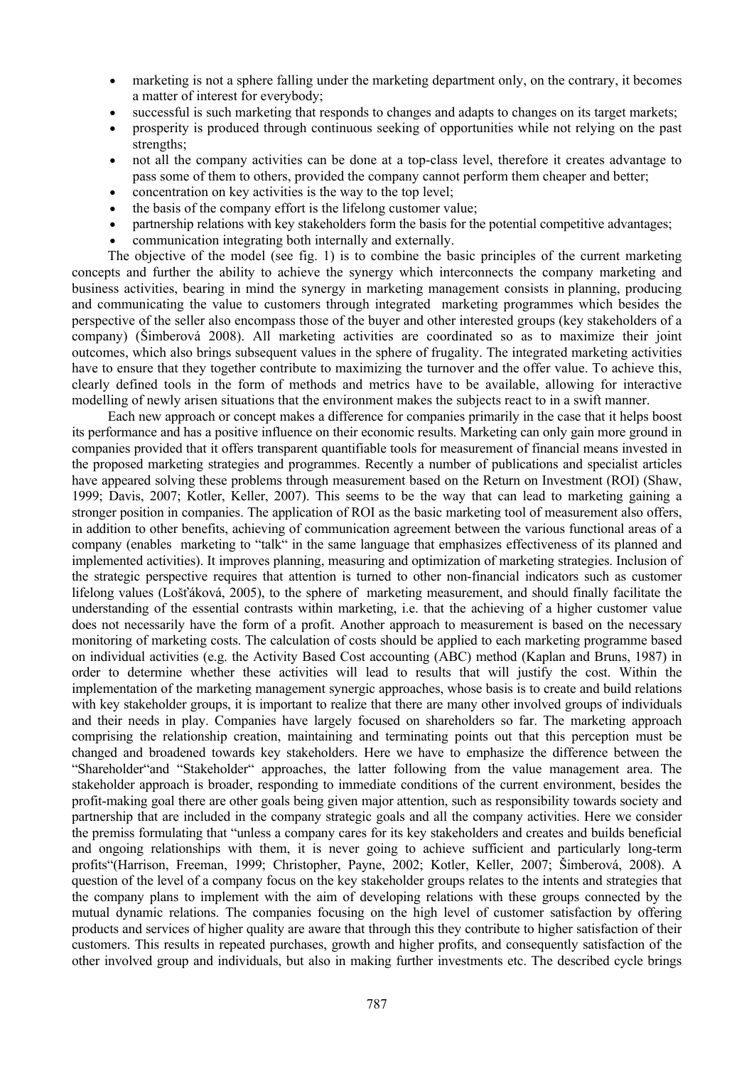- marketing is not a sphere falling under the marketing department only, on the contrary, it becomes a matter of interest for everybody;
- successful is such marketing that responds to changes and adapts to changes on its target markets;
- prosperity is produced through continuous seeking of opportunities while not relying on the past strengths;
- not all the company activities can be done at a top-class level, therefore it creates advantage to pass some of them to others, provided the company cannot perform them cheaper and better;
- concentration on key activities is the way to the top level;
- the basis of the company effort is the lifelong customer value;
- partnership relations with key stakeholders form the basis for the potential competitive advantages;
- communication integrating both internally and externally.

The objective of the model (see fig. 1) is to combine the basic principles of the current marketing concepts and further the ability to achieve the synergy which interconnects the company marketing and business activities, bearing in mind the synergy in marketing management consists in planning, producing and communicating the value to customers through integrated marketing programmes which besides the perspective of the seller also encompass those of the buyer and other interested groups (key stakeholders of a company) (Šimberová 2008). All marketing activities are coordinated so as to maximize their joint outcomes, which also brings subsequent values in the sphere of frugality. The integrated marketing activities have to ensure that they together contribute to maximizing the turnover and the offer value. To achieve this, clearly defined tools in the form of methods and metrics have to be available, allowing for interactive modelling of newly arisen situations that the environment makes the subjects react to in a swift manner.

Each new approach or concept makes a difference for companies primarily in the case that it helps boost its performance and has a positive influence on their economic results. Marketing can only gain more ground in companies provided that it offers transparent quantifiable tools for measurement of financial means invested in the proposed marketing strategies and programmes. Recently a number of publications and specialist articles have appeared solving these problems through measurement based on the Return on Investment (ROI) (Shaw, 1999; Davis, 2007; Kotler, Keller, 2007). This seems to be the way that can lead to marketing gaining a stronger position in companies. The application of ROI as the basic marketing tool of measurement also offers, in addition to other benefits, achieving of communication agreement between the various functional areas of a company (enables marketing to "talk" in the same language that emphasizes effectiveness of its planned and implemented activities). It improves planning, measuring and optimization of marketing strategies. Inclusion of the strategic perspective requires that attention is turned to other non-financial indicators such as customer lifelong values (Lošťáková, 2005), to the sphere of marketing measurement, and should finally facilitate the understanding of the essential contrasts within marketing, i.e. that the achieving of a higher customer value does not necessarily have the form of a profit. Another approach to measurement is based on the necessary monitoring of marketing costs. The calculation of costs should be applied to each marketing programme based on individual activities (e.g. the Activity Based Cost accounting (ABC) method (Kaplan and Bruns, 1987) in order to determine whether these activities will lead to results that will justify the cost. Within the implementation of the marketing management synergic approaches, whose basis is to create and build relations with key stakeholder groups, it is important to realize that there are many other involved groups of individuals and their needs in play. Companies have largely focused on shareholders so far. The marketing approach comprising the relationship creation, maintaining and terminating points out that this perception must be changed and broadened towards key stakeholders. Here we have to emphasize the difference between the "Shareholder"and "Stakeholder" approaches, the latter following from the value management area. The stakeholder approach is broader, responding to immediate conditions of the current environment, besides the profit-making goal there are other goals being given major attention, such as responsibility towards society and partnership that are included in the company strategic goals and all the company activities. Here we consider the premiss formulating that "unless a company cares for its key stakeholders and creates and builds beneficial and ongoing relationships with them, it is never going to achieve sufficient and particularly long-term profits"(Harrison, Freeman, 1999; Christopher, Payne, 2002; Kotler, Keller, 2007; Šimberová, 2008). A question of the level of a company focus on the key stakeholder groups relates to the intents and strategies that the company plans to implement with the aim of developing relations with these groups connected by the mutual dynamic relations. The companies focusing on the high level of customer satisfaction by offering products and services of higher quality are aware that through this they contribute to higher satisfaction of their customers. This results in repeated purchases, growth and higher profits, and consequently satisfaction of the other involved group and individuals, but also in making further investments etc. The described cycle brings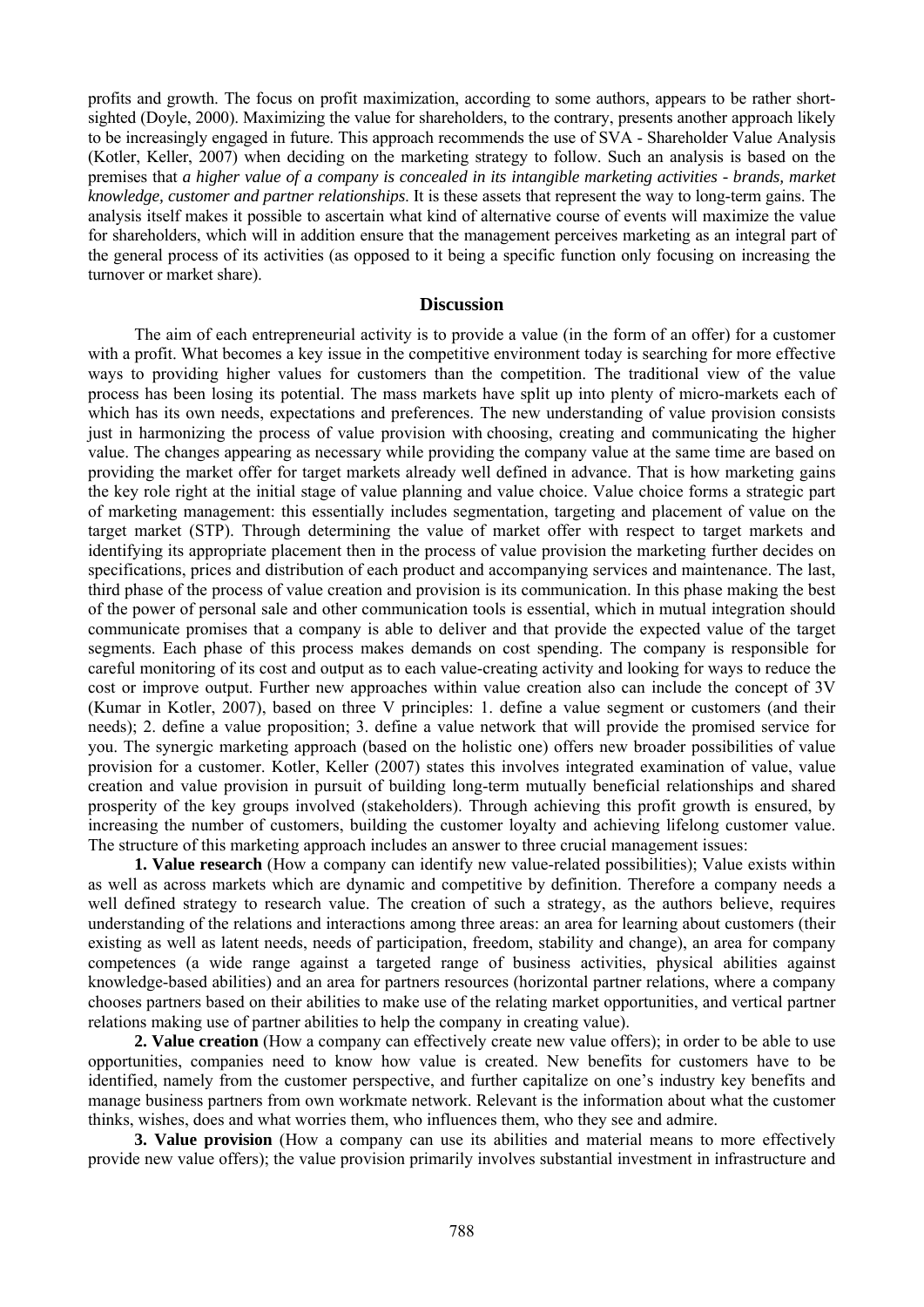profits and growth. The focus on profit maximization, according to some authors, appears to be rather short-sighted (Doyle, 2000). Maximizing the value for shareholders, to the contrary, presents another approach likely to be increasingly engaged in future. This approach recommends the use of SVA - Shareholder Value Analysis (Kotler, Keller, 2007) when deciding on the marketing strategy to follow. Such an analysis is based on the premises that *a higher value of a company is concealed in its intangible marketing activities - brands, market knowledge, customer and partner relationships*. It is these assets that represent the way to long-term gains. The analysis itself makes it possible to ascertain what kind of alternative course of events will maximize the value for shareholders, which will in addition ensure that the management perceives marketing as an integral part of the general process of its activities (as opposed to it being a specific function only focusing on increasing the turnover or market share).

## Discussion

The aim of each entrepreneurial activity is to provide a value (in the form of an offer) for a customer with a profit. What becomes a key issue in the competitive environment today is searching for more effective ways to providing higher values for customers than the competition. The traditional view of the value process has been losing its potential. The mass markets have split up into plenty of micro-markets each of which has its own needs, expectations and preferences. The new understanding of value provision consists just in harmonizing the process of value provision with choosing, creating and communicating the higher value. The changes appearing as necessary while providing the company value at the same time are based on providing the market offer for target markets already well defined in advance. That is how marketing gains the key role right at the initial stage of value planning and value choice. Value choice forms a strategic part of marketing management: this essentially includes segmentation, targeting and placement of value on the target market (STP). Through determining the value of market offer with respect to target markets and identifying its appropriate placement then in the process of value provision the marketing further decides on specifications, prices and distribution of each product and accompanying services and maintenance. The last, third phase of the process of value creation and provision is its communication. In this phase making the best of the power of personal sale and other communication tools is essential, which in mutual integration should communicate promises that a company is able to deliver and that provide the expected value of the target segments. Each phase of this process makes demands on cost spending. The company is responsible for careful monitoring of its cost and output as to each value-creating activity and looking for ways to reduce the cost or improve output. Further new approaches within value creation also can include the concept of 3V (Kumar in Kotler, 2007), based on three V principles: 1. define a value segment or customers (and their needs); 2. define a value proposition; 3. define a value network that will provide the promised service for you. The synergic marketing approach (based on the holistic one) offers new broader possibilities of value provision for a customer. Kotler, Keller (2007) states this involves integrated examination of value, value creation and value provision in pursuit of building long-term mutually beneficial relationships and shared prosperity of the key groups involved (stakeholders). Through achieving this profit growth is ensured, by increasing the number of customers, building the customer loyalty and achieving lifelong customer value. The structure of this marketing approach includes an answer to three crucial management issues:

**1. Value research** (How a company can identify new value-related possibilities); Value exists within as well as across markets which are dynamic and competitive by definition. Therefore a company needs a well defined strategy to research value. The creation of such a strategy, as the authors believe, requires understanding of the relations and interactions among three areas: an area for learning about customers (their existing as well as latent needs, needs of participation, freedom, stability and change), an area for company competences (a wide range against a targeted range of business activities, physical abilities against knowledge-based abilities) and an area for partners resources (horizontal partner relations, where a company chooses partners based on their abilities to make use of the relating market opportunities, and vertical partner relations making use of partner abilities to help the company in creating value).

**2. Value creation** (How a company can effectively create new value offers); in order to be able to use opportunities, companies need to know how value is created. New benefits for customers have to be identified, namely from the customer perspective, and further capitalize on one's industry key benefits and manage business partners from own workmate network. Relevant is the information about what the customer thinks, wishes, does and what worries them, who influences them, who they see and admire.

**3. Value provision** (How a company can use its abilities and material means to more effectively provide new value offers); the value provision primarily involves substantial investment in infrastructure and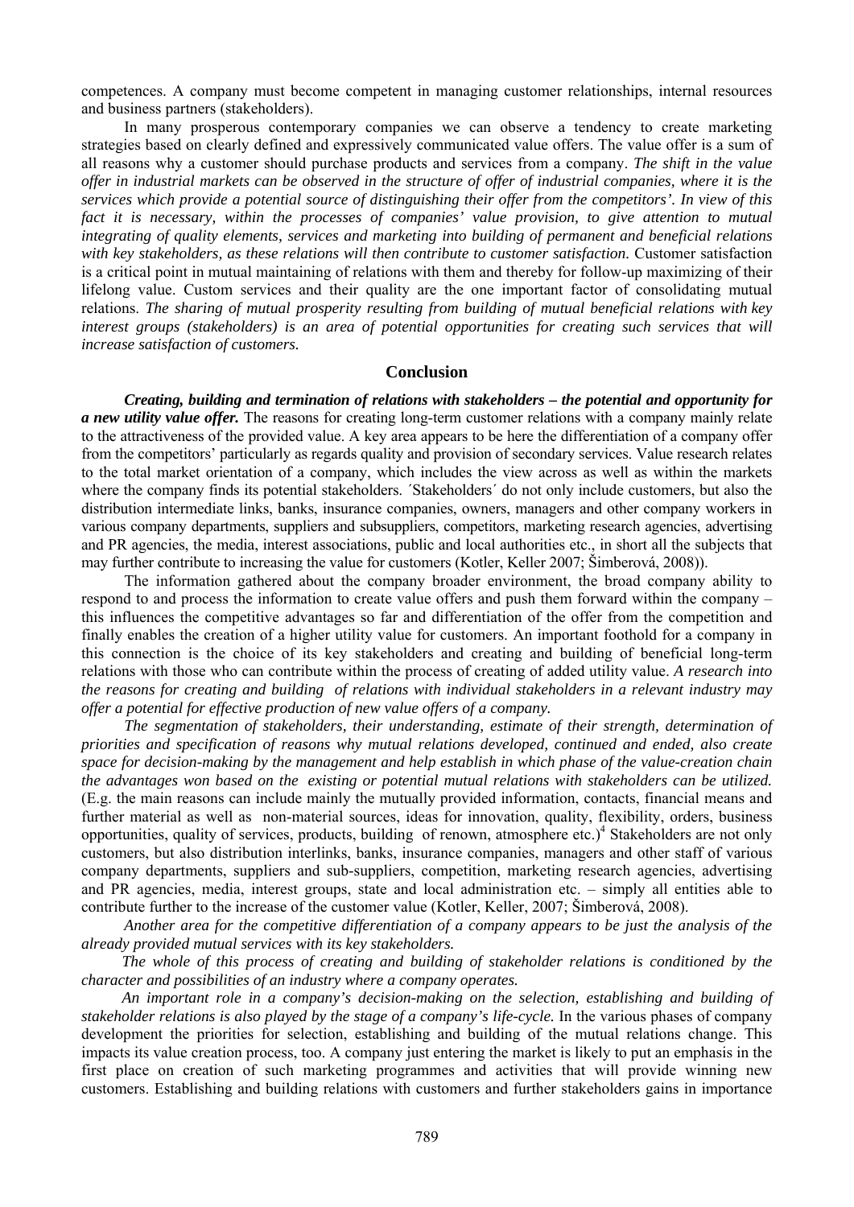competences. A company must become competent in managing customer relationships, internal resources and business partners (stakeholders).

In many prosperous contemporary companies we can observe a tendency to create marketing strategies based on clearly defined and expressively communicated value offers. The value offer is a sum of all reasons why a customer should purchase products and services from a company. *The shift in the value offer in industrial markets can be observed in the structure of offer of industrial companies, where it is the services which provide a potential source of distinguishing their offer from the competitors'. In view of this fact it is necessary, within the processes of companies' value provision, to give attention to mutual integrating of quality elements, services and marketing into building of permanent and beneficial relations with key stakeholders, as these relations will then contribute to customer satisfaction.* Customer satisfaction is a critical point in mutual maintaining of relations with them and thereby for follow-up maximizing of their lifelong value. Custom services and their quality are the one important factor of consolidating mutual relations. *The sharing of mutual prosperity resulting from building of mutual beneficial relations with key interest groups (stakeholders) is an area of potential opportunities for creating such services that will increase satisfaction of customers.*

## Conclusion

***Creating, building and termination of relations with stakeholders – the potential and opportunity for a new utility value offer.*** The reasons for creating long-term customer relations with a company mainly relate to the attractiveness of the provided value. A key area appears to be here the differentiation of a company offer from the competitors' particularly as regards quality and provision of secondary services. Value research relates to the total market orientation of a company, which includes the view across as well as within the markets where the company finds its potential stakeholders. ´Stakeholders´ do not only include customers, but also the distribution intermediate links, banks, insurance companies, owners, managers and other company workers in various company departments, suppliers and subsuppliers, competitors, marketing research agencies, advertising and PR agencies, the media, interest associations, public and local authorities etc., in short all the subjects that may further contribute to increasing the value for customers (Kotler, Keller 2007; Šimberová, 2008)).

The information gathered about the company broader environment, the broad company ability to respond to and process the information to create value offers and push them forward within the company – this influences the competitive advantages so far and differentiation of the offer from the competition and finally enables the creation of a higher utility value for customers. An important foothold for a company in this connection is the choice of its key stakeholders and creating and building of beneficial long-term relations with those who can contribute within the process of creating of added utility value. *A research into the reasons for creating and building of relations with individual stakeholders in a relevant industry may offer a potential for effective production of new value offers of a company.*

*The segmentation of stakeholders, their understanding, estimate of their strength, determination of priorities and specification of reasons why mutual relations developed, continued and ended, also create space for decision-making by the management and help establish in which phase of the value-creation chain the advantages won based on the existing or potential mutual relations with stakeholders can be utilized.* (E.g. the main reasons can include mainly the mutually provided information, contacts, financial means and further material as well as non-material sources, ideas for innovation, quality, flexibility, orders, business opportunities, quality of services, products, building of renown, atmosphere etc.)[4] Stakeholders are not only customers, but also distribution interlinks, banks, insurance companies, managers and other staff of various company departments, suppliers and sub-suppliers, competition, marketing research agencies, advertising and PR agencies, media, interest groups, state and local administration etc. – simply all entities able to contribute further to the increase of the customer value (Kotler, Keller, 2007; Šimberová, 2008).

*Another area for the competitive differentiation of a company appears to be just the analysis of the already provided mutual services with its key stakeholders.*

*The whole of this process of creating and building of stakeholder relations is conditioned by the character and possibilities of an industry where a company operates.*

*An important role in a company's decision-making on the selection, establishing and building of stakeholder relations is also played by the stage of a company's life-cycle.* In the various phases of company development the priorities for selection, establishing and building of the mutual relations change. This impacts its value creation process, too. A company just entering the market is likely to put an emphasis in the first place on creation of such marketing programmes and activities that will provide winning new customers. Establishing and building relations with customers and further stakeholders gains in importance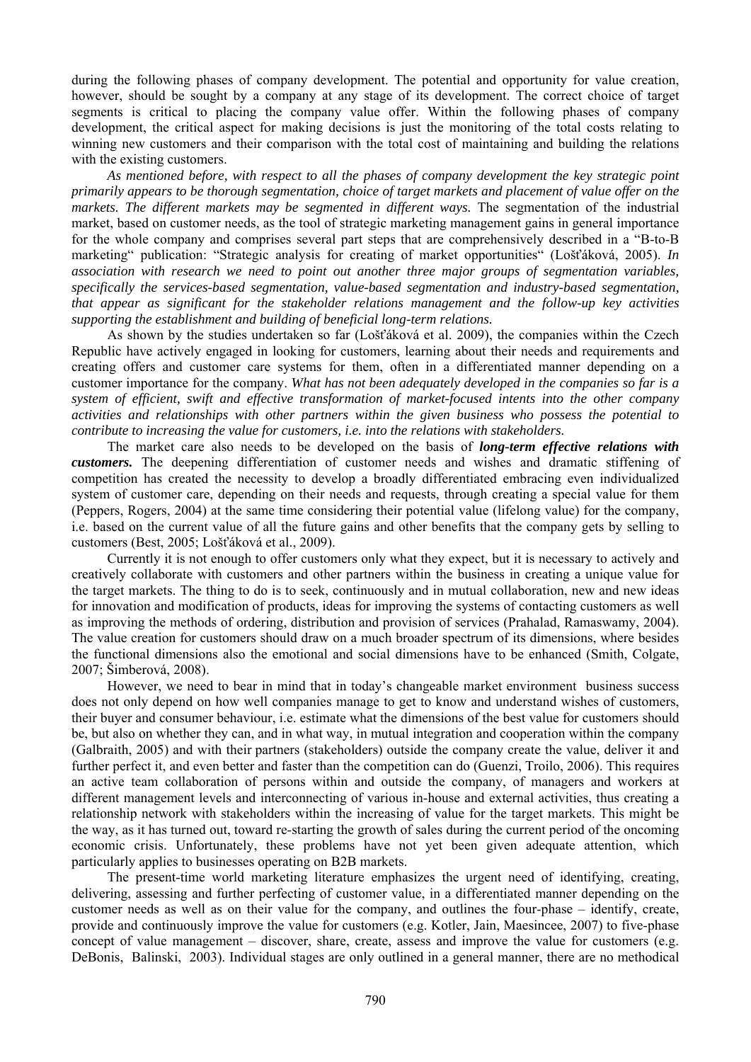during the following phases of company development. The potential and opportunity for value creation, however, should be sought by a company at any stage of its development. The correct choice of target segments is critical to placing the company value offer. Within the following phases of company development, the critical aspect for making decisions is just the monitoring of the total costs relating to winning new customers and their comparison with the total cost of maintaining and building the relations with the existing customers.

*As mentioned before, with respect to all the phases of company development the key strategic point primarily appears to be thorough segmentation, choice of target markets and placement of value offer on the markets. The different markets may be segmented in different ways.* The segmentation of the industrial market, based on customer needs, as the tool of strategic marketing management gains in general importance for the whole company and comprises several part steps that are comprehensively described in a "B-to-B marketing" publication: "Strategic analysis for creating of market opportunities" (Lošťáková, 2005). *In association with research we need to point out another three major groups of segmentation variables, specifically the services-based segmentation, value-based segmentation and industry-based segmentation, that appear as significant for the stakeholder relations management and the follow-up key activities supporting the establishment and building of beneficial long-term relations.*

As shown by the studies undertaken so far (Lošťáková et al. 2009), the companies within the Czech Republic have actively engaged in looking for customers, learning about their needs and requirements and creating offers and customer care systems for them, often in a differentiated manner depending on a customer importance for the company. *What has not been adequately developed in the companies so far is a system of efficient, swift and effective transformation of market-focused intents into the other company activities and relationships with other partners within the given business who possess the potential to contribute to increasing the value for customers, i.e. into the relations with stakeholders.*

The market care also needs to be developed on the basis of ***long-term effective relations with customers.*** The deepening differentiation of customer needs and wishes and dramatic stiffening of competition has created the necessity to develop a broadly differentiated embracing even individualized system of customer care, depending on their needs and requests, through creating a special value for them (Peppers, Rogers, 2004) at the same time considering their potential value (lifelong value) for the company, i.e. based on the current value of all the future gains and other benefits that the company gets by selling to customers (Best, 2005; Lošťáková et al., 2009).

Currently it is not enough to offer customers only what they expect, but it is necessary to actively and creatively collaborate with customers and other partners within the business in creating a unique value for the target markets. The thing to do is to seek, continuously and in mutual collaboration, new and new ideas for innovation and modification of products, ideas for improving the systems of contacting customers as well as improving the methods of ordering, distribution and provision of services (Prahalad, Ramaswamy, 2004). The value creation for customers should draw on a much broader spectrum of its dimensions, where besides the functional dimensions also the emotional and social dimensions have to be enhanced (Smith, Colgate, 2007; Šimberová, 2008).

However, we need to bear in mind that in today's changeable market environment business success does not only depend on how well companies manage to get to know and understand wishes of customers, their buyer and consumer behaviour, i.e. estimate what the dimensions of the best value for customers should be, but also on whether they can, and in what way, in mutual integration and cooperation within the company (Galbraith, 2005) and with their partners (stakeholders) outside the company create the value, deliver it and further perfect it, and even better and faster than the competition can do (Guenzi, Troilo, 2006). This requires an active team collaboration of persons within and outside the company, of managers and workers at different management levels and interconnecting of various in-house and external activities, thus creating a relationship network with stakeholders within the increasing of value for the target markets. This might be the way, as it has turned out, toward re-starting the growth of sales during the current period of the oncoming economic crisis. Unfortunately, these problems have not yet been given adequate attention, which particularly applies to businesses operating on B2B markets.

The present-time world marketing literature emphasizes the urgent need of identifying, creating, delivering, assessing and further perfecting of customer value, in a differentiated manner depending on the customer needs as well as on their value for the company, and outlines the four-phase – identify, create, provide and continuously improve the value for customers (e.g. Kotler, Jain, Maesincee, 2007) to five-phase concept of value management – discover, share, create, assess and improve the value for customers (e.g. DeBonis, Balinski, 2003). Individual stages are only outlined in a general manner, there are no methodical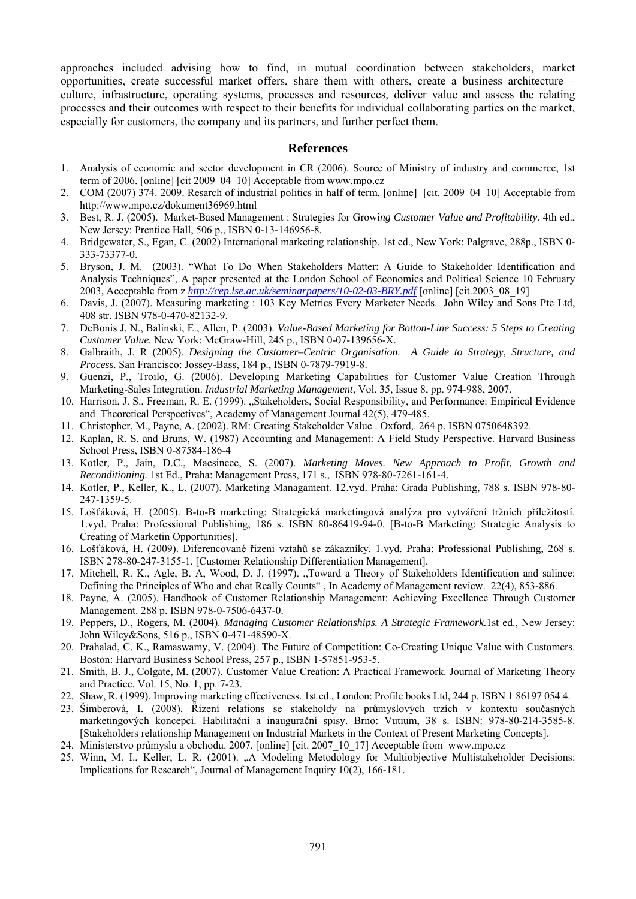approaches included advising how to find, in mutual coordination between stakeholders, market opportunities, create successful market offers, share them with others, create a business architecture – culture, infrastructure, operating systems, processes and resources, deliver value and assess the relating processes and their outcomes with respect to their benefits for individual collaborating parties on the market, especially for customers, the company and its partners, and further perfect them.

## References

1. Analysis of economic and sector development in CR (2006). Source of Ministry of industry and commerce, 1st term of 2006. [online] [cit 2009_04_10] Acceptable from www.mpo.cz
2. COM (2007) 374. 2009. Resarch of industrial politics in half of term. [online] [cit. 2009_04_10] Acceptable from http://www.mpo.cz/dokument36969.html
3. Best, R. J. (2005). Market-Based Management : Strategies for Growi*ng Customer Value and Profitability.* 4th ed., New Jersey: Prentice Hall, 506 p., ISBN 0-13-146956-8.
4. Bridgewater, S., Egan, C. (2002) International marketing relationship. 1st ed., New York: Palgrave, 288p., ISBN 0-333-73377-0.
5. Bryson, J. M. (2003). "What To Do When Stakeholders Matter: A Guide to Stakeholder Identification and Analysis Techniques", A paper presented at the London School of Economics and Political Science 10 February 2003, Acceptable from z *http://cep.lse.ac.uk/seminarpapers/10-02-03-BRY.pdf* [online] [cit.2003_08_19]
6. Davis, J. (2007). Measuring marketing : 103 Key Metrics Every Marketer Needs. John Wiley and Sons Pte Ltd, 408 str. ISBN 978-0-470-82132-9.
7. DeBonis J. N., Balinski, E., Allen, P. (2003). *Value-Based Marketing for Botton-Line Success: 5 Steps to Creating Customer Value.* New York: McGraw-Hill, 245 p., ISBN 0-07-139656-X.
8. Galbraith, J. R (2005). *Designing the Customer–Centric Organisation. A Guide to Strategy, Structure, and Process.* San Francisco: Jossey-Bass, 184 p., ISBN 0-7879-7919-8.
9. Guenzi, P., Troilo, G. (2006). Developing Marketing Capabilities for Customer Value Creation Through Marketing-Sales Integration. *Industrial Marketing Management,* Vol. 35, Issue 8, pp. 974-988, 2007.
10. Harrison, J. S., Freeman, R. E. (1999). „Stakeholders, Social Responsibility, and Performance: Empirical Evidence and Theoretical Perspectives", Academy of Management Journal 42(5), 479-485.
11. Christopher, M., Payne, A. (2002). RM: Creating Stakeholder Value . Oxford,. 264 p. ISBN 0750648392.
12. Kaplan, R. S. and Bruns, W. (1987) Accounting and Management: A Field Study Perspective. Harvard Business School Press, ISBN 0-87584-186-4
13. Kotler, P., Jain, D.C., Maesincee, S. (2007). *Marketing Moves. New Approach to Profit, Growth and Reconditioning.* 1st Ed., Praha: Management Press, 171 s., ISBN 978-80-7261-161-4.
14. Kotler, P., Keller, K., L. (2007). Marketing Managament. 12.vyd. Praha: Grada Publishing, 788 s. ISBN 978-80-247-1359-5.
15. Lošťáková, H. (2005). B-to-B marketing: Strategická marketingová analýza pro vytváření tržních příležitostí. 1.vyd. Praha: Professional Publishing, 186 s. ISBN 80-86419-94-0. [B-to-B Marketing: Strategic Analysis to Creating of Marketin Opportunities].
16. Lošťáková, H. (2009). Diferencované řízení vztahů se zákazníky. 1.vyd. Praha: Professional Publishing, 268 s. ISBN 278-80-247-3155-1. [Customer Relationship Differentiation Management].
17. Mitchell, R. K., Agle, B. A, Wood, D. J. (1997). „Toward a Theory of Stakeholders Identification and salince: Defining the Principles of Who and chat Really Counts" , In Academy of Management review. 22(4), 853-886.
18. Payne, A. (2005). Handbook of Customer Relationship Management: Achieving Excellence Through Customer Management. 288 p. ISBN 978-0-7506-6437-0.
19. Peppers, D., Rogers, M. (2004). *Managing Customer Relationships. A Strategic Framework.*1st ed., New Jersey: John Wiley&Sons, 516 p., ISBN 0-471-48590-X.
20. Prahalad, C. K., Ramaswamy, V. (2004). The Future of Competition: Co-Creating Unique Value with Customers. Boston: Harvard Business School Press, 257 p., ISBN 1-57851-953-5.
21. Smith, B. J., Colgate, M. (2007). Customer Value Creation: A Practical Framework. Journal of Marketing Theory and Practice. Vol. 15, No. 1, pp. 7-23.
22. Shaw, R. (1999). Improving marketing effectiveness. 1st ed., London: Profile books Ltd, 244 p. ISBN 1 86197 054 4.
23. Šimberová, I. (2008). Řízení relations se stakeholdy na průmyslových trzích v kontextu současných marketingových koncepcí. Habilitační a inaugurační spisy. Brno: Vutium, 38 s. ISBN: 978-80-214-3585-8. [Stakeholders relationship Management on Industrial Markets in the Context of Present Marketing Concepts].
24. Ministerstvo průmyslu a obchodu. 2007. [online] [cit. 2007_10_17] Acceptable from www.mpo.cz
25. Winn, M. I., Keller, L. R. (2001). „A Modeling Metodology for Multiobjective Multistakeholder Decisions: Implications for Research", Journal of Management Inquiry 10(2), 166-181.